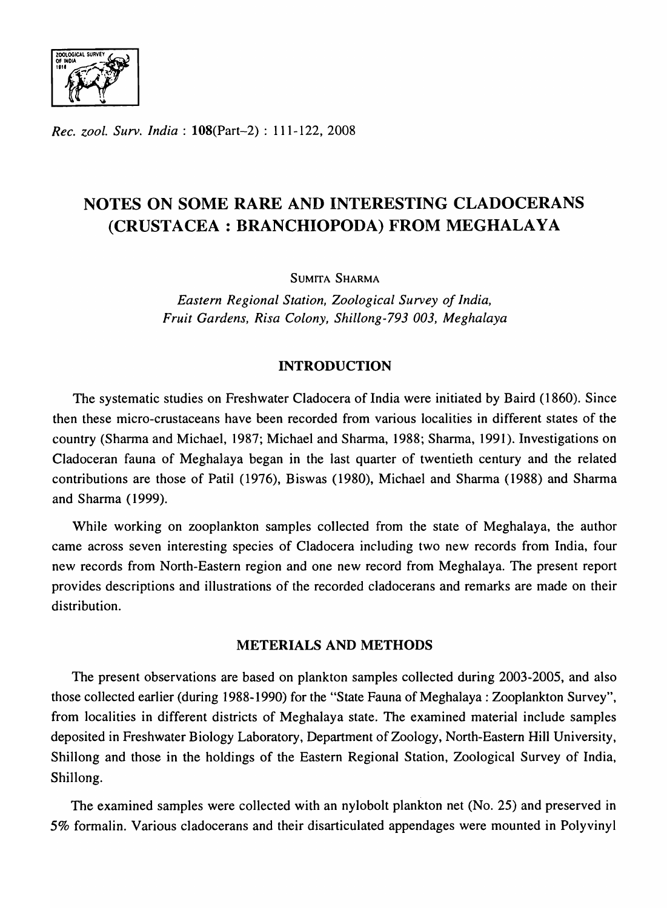# NOTES ON SOME RARE AND INTERESTING CLADOCERANS (CRUSTACEA : BRANCHIOPODA) FROM MEGHALAYA

SUMITA SHARMA

*Eastern Regional Station, Zoological Survey of India, Fruit Gardens, Risa Colony, Shillong-793 003, Meghalaya*

## INTRODUCTION

The systematic studies on Freshwater Cladocera of India were initiated by Baird (1860). Since then these micro-crustaceans have been recorded from various localities in different states of the country (Sharma and Michael, 1987; Michael and Sharma, 1988; Sharma, 1991). Investigations on Cladoceran fauna of Meghalaya began in the last quarter of twentieth century and the related contributions are those of Patil (1976), Biswas (1980), Michael and Sharma (1988) and Sharma and Sharma (1999).

While working on zooplankton samples collected from the state of Meghalaya, the author came across seven interesting species of Cladocera including two new records from India, four new records from North-Eastern region and one new record from Meghalaya. The present report provides descriptions and illustrations of the recorded cladocerans and remarks are made on their distribution.

## METERIALS AND METHODS

The present observations are based on plankton samples collected during 2003-2005, and also those collected earlier (during 1988-1990) for the "State Fauna of Meghalaya : Zooplankton Survey", from localities in different districts of Meghalaya state. The examined material include samples deposited in Freshwater Biology Laboratory, Department of Zoology, North-Eastern Hill University, Shillong and those in the holdings of the Eastern Regional Station, Zoological Survey of India, Shillong.

The examined samples were collected with an nylobolt plankton net (No. 25) and preserved in 5% formalin. Various cladocerans and their disarticulated appendages were mounted in Polyvinyl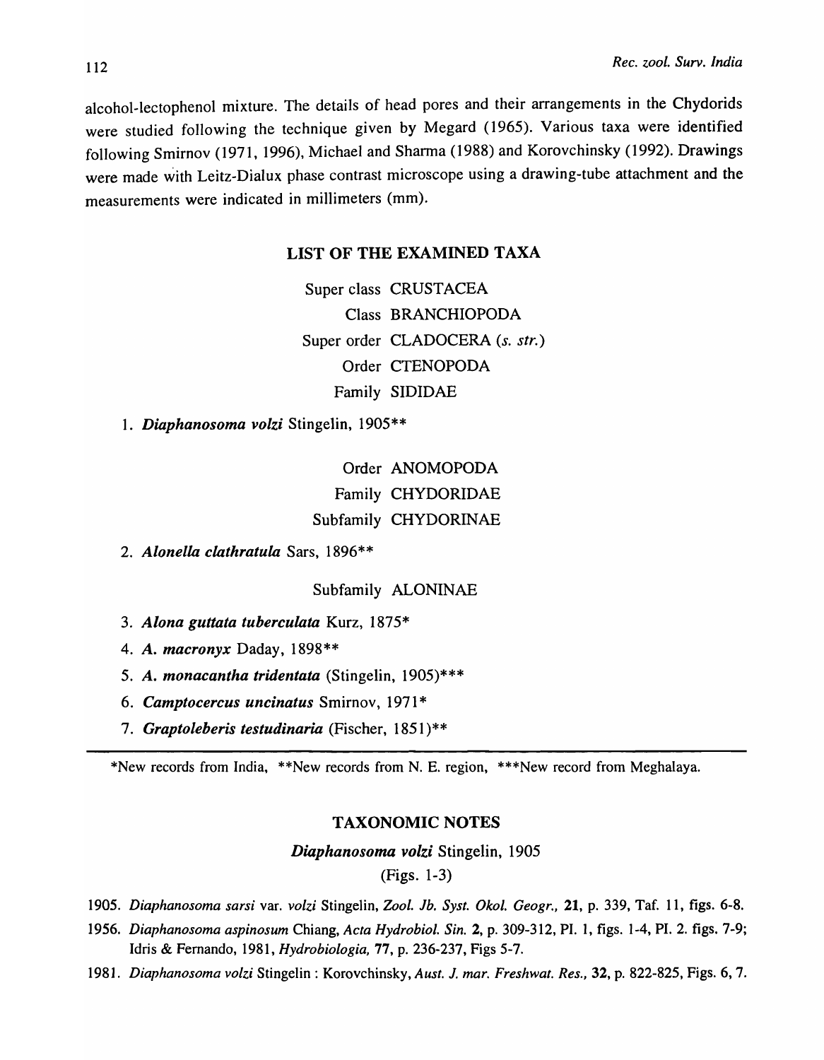alcohol-lectophenol mixture. The details of head pores and their arrangements in the Chydorids were studied following the technique given by Megard (1965). Various taxa were identified following Smirnov (1971, 1996), Michael and Sharma (1988) and Korovchinsky (1992). Drawings were made with Leitz-Dialux phase contrast microscope using a drawing-tube attachment and the measurements were indicated in millimeters (mm).

## LIST OF THE EXAMINED TAXA

Super class CRUSTACEA

Class BRANCHIOPODA

Super order CLADOCERA (*s. str.*)

Order CTENOPODA

Family SIDIDAE

1. ***Diaphanosoma volzi*** Stingelin, 1905**

Order ANOMOPODA

Family CHYDORIDAE

Subfamily CHYDORINAE

2. ***Alonella clathratula*** Sars, 1896**

Subfamily ALONINAE

3. ***Alona guttata tuberculata*** Kurz, 1875*
4. ***A. macronyx*** Daday, 1898**
5. ***A. monacantha tridentata*** (Stingelin, 1905)***
6. ***Camptocercus uncinatus*** Smirnov, 1971*
7. ***Graptoleberis testudinaria*** (Fischer, 1851)**

---

*New records from India, **New records from N. E. region, ***New record from Meghalaya.

## TAXONOMIC NOTES

### *Diaphanosoma volzi* Stingelin, 1905

(Figs. 1-3)

1905. *Diaphanosoma sarsi* var. *volzi* Stingelin, *Zool. Jb. Syst. Okol. Geogr.*, **21**, p. 339, Taf. 11, figs. 6-8.

1956. *Diaphanosoma aspinosum* Chiang, *Acta Hydrobiol. Sin.* **2**, p. 309-312, Pl. 1, figs. 1-4, Pl. 2. figs. 7-9; Idris & Fernando, 1981, *Hydrobiologia*, **77**, p. 236-237, Figs 5-7.

1981. *Diaphanosoma volzi* Stingelin : Korovchinsky, *Aust. J. mar. Freshwat. Res.*, **32**, p. 822-825, Figs. 6, 7.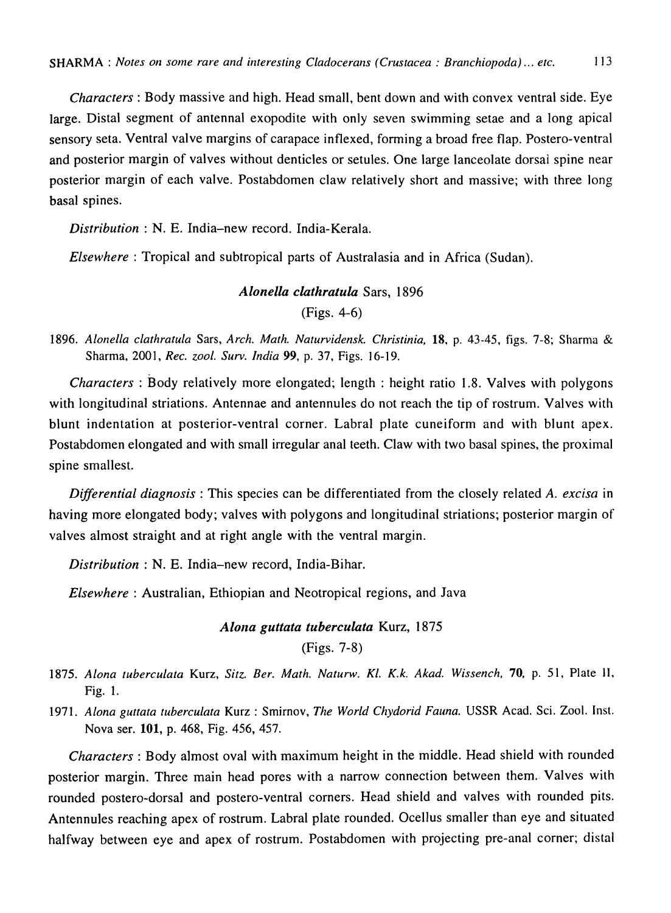*Characters* : Body massive and high. Head small, bent down and with convex ventral side. Eye large. Distal segment of antennal exopodite with only seven swimming setae and a long apical sensory seta. Ventral valve margins of carapace inflexed, forming a broad free flap. Postero-ventral and posterior margin of valves without denticles or setules. One large lanceolate dorsal spine near posterior margin of each valve. Postabdomen claw relatively short and massive; with three long basal spines.

*Distribution* : N. E. India–new record. India-Kerala.

*Elsewhere* : Tropical and subtropical parts of Australasia and in Africa (Sudan).

### *Alonella clathratula* Sars, 1896

(Figs. 4-6)

1896. *Alonella clathratula* Sars, *Arch. Math. Naturvidensk. Christinia,* **18**, p. 43-45, figs. 7-8; Sharma & Sharma, 2001, *Rec. zool. Surv. India* **99**, p. 37, Figs. 16-19.

*Characters* : Body relatively more elongated; length : height ratio 1.8. Valves with polygons with longitudinal striations. Antennae and antennules do not reach the tip of rostrum. Valves with blunt indentation at posterior-ventral corner. Labral plate cuneiform and with blunt apex. Postabdomen elongated and with small irregular anal teeth. Claw with two basal spines, the proximal spine smallest.

*Differential diagnosis* : This species can be differentiated from the closely related *A. excisa* in having more elongated body; valves with polygons and longitudinal striations; posterior margin of valves almost straight and at right angle with the ventral margin.

*Distribution* : N. E. India–new record, India-Bihar.

*Elsewhere* : Australian, Ethiopian and Neotropical regions, and Java

### *Alona guttata tuberculata* Kurz, 1875

(Figs. 7-8)

1875. *Alona tuberculata* Kurz, *Sitz. Ber. Math. Naturw. Kl. K.k. Akad. Wissench,* **70**, p. 51, Plate II, Fig. 1.

1971. *Alona guttata tuberculata* Kurz : Smirnov, *The World Chydorid Fauna.* USSR Acad. Sci. Zool. Inst. Nova ser. **101**, p. 468, Fig. 456, 457.

*Characters* : Body almost oval with maximum height in the middle. Head shield with rounded posterior margin. Three main head pores with a narrow connection between them. Valves with rounded postero-dorsal and postero-ventral corners. Head shield and valves with rounded pits. Antennules reaching apex of rostrum. Labral plate rounded. Ocellus smaller than eye and situated halfway between eye and apex of rostrum. Postabdomen with projecting pre-anal corner; distal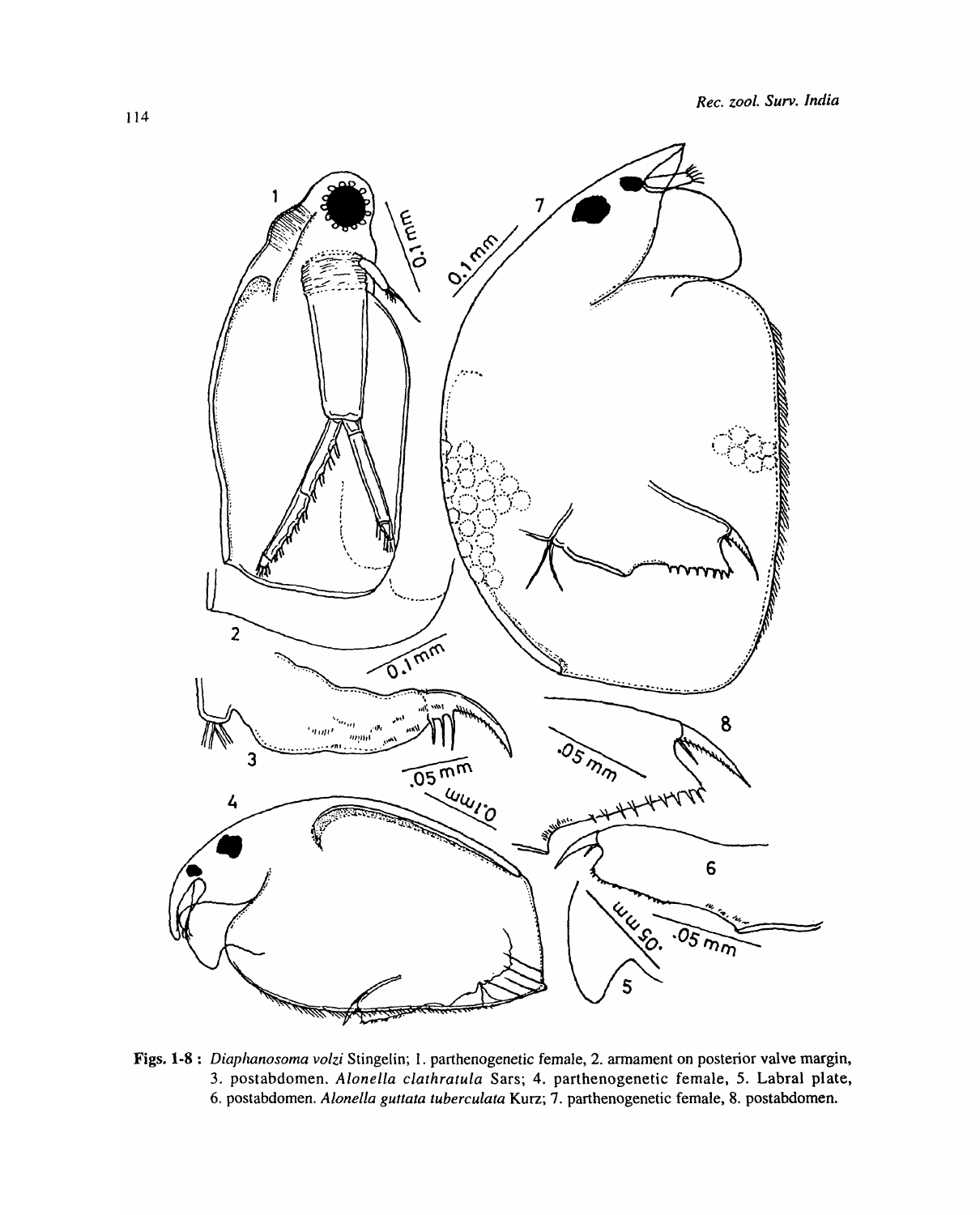**Figs. 1-8 :** *Diaphanosoma volzi* Stingelin; 1. parthenogenetic female, 2. armament on posterior valve margin, 3. postabdomen. *Alonella clathratula* Sars; 4. parthenogenetic female, 5. Labral plate, 6. postabdomen. *Alonella guttata tuberculata* Kurz; 7. parthenogenetic female, 8. postabdomen.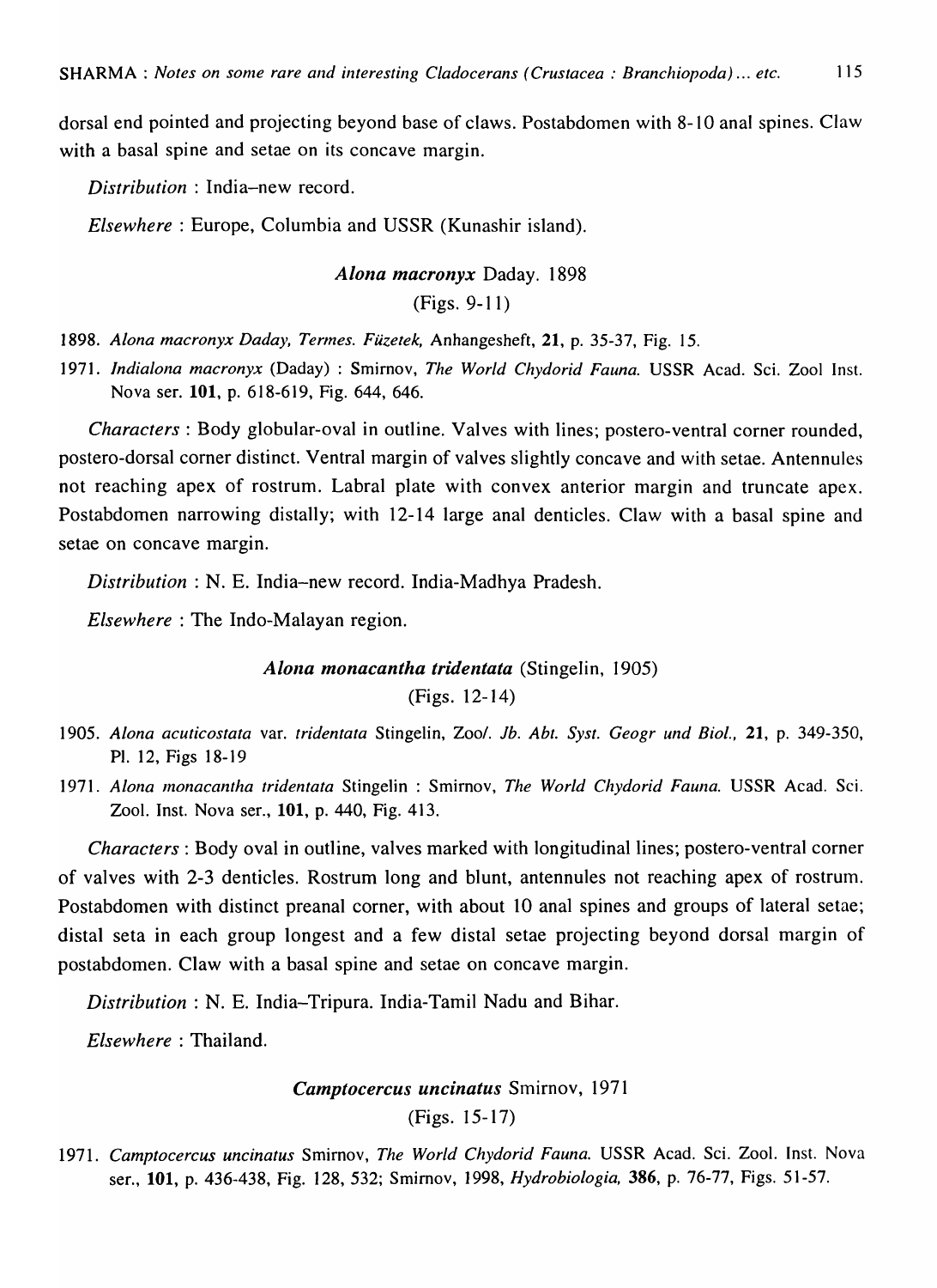dorsal end pointed and projecting beyond base of claws. Postabdomen with 8-10 anal spines. Claw with a basal spine and setae on its concave margin.

*Distribution* : India–new record.

*Elsewhere* : Europe, Columbia and USSR (Kunashir island).

### *Alona macronyx* Daday. 1898

(Figs. 9-11)

1898. *Alona macronyx Daday, Termes. Füzetek,* Anhangesheft, **21**, p. 35-37, Fig. 15.

1971. *Indialona macronyx* (Daday) : Smirnov, *The World Chydorid Fauna.* USSR Acad. Sci. Zool Inst. Nova ser. **101**, p. 618-619, Fig. 644, 646.

*Characters* : Body globular-oval in outline. Valves with lines; postero-ventral corner rounded, postero-dorsal corner distinct. Ventral margin of valves slightly concave and with setae. Antennules not reaching apex of rostrum. Labral plate with convex anterior margin and truncate apex. Postabdomen narrowing distally; with 12-14 large anal denticles. Claw with a basal spine and setae on concave margin.

*Distribution* : N. E. India–new record. India-Madhya Pradesh.

*Elsewhere* : The Indo-Malayan region.

### *Alona monacantha tridentata* (Stingelin, 1905)

(Figs. 12-14)

1905. *Alona acuticostata* var. *tridentata* Stingelin, *Zool. Jb. Abt. Syst. Geogr und Biol.,* **21**, p. 349-350, Pl. 12, Figs 18-19

1971. *Alona monacantha tridentata* Stingelin : Smirnov, *The World Chydorid Fauna.* USSR Acad. Sci. Zool. Inst. Nova ser., **101**, p. 440, Fig. 413.

*Characters* : Body oval in outline, valves marked with longitudinal lines; postero-ventral corner of valves with 2-3 denticles. Rostrum long and blunt, antennules not reaching apex of rostrum. Postabdomen with distinct preanal corner, with about 10 anal spines and groups of lateral setae; distal seta in each group longest and a few distal setae projecting beyond dorsal margin of postabdomen. Claw with a basal spine and setae on concave margin.

*Distribution* : N. E. India–Tripura. India-Tamil Nadu and Bihar.

*Elsewhere* : Thailand.

### *Camptocercus uncinatus* Smirnov, 1971

(Figs. 15-17)

1971. *Camptocercus uncinatus* Smirnov, *The World Chydorid Fauna.* USSR Acad. Sci. Zool. Inst. Nova ser., **101**, p. 436-438, Fig. 128, 532; Smirnov, 1998, *Hydrobiologia,* **386**, p. 76-77, Figs. 51-57.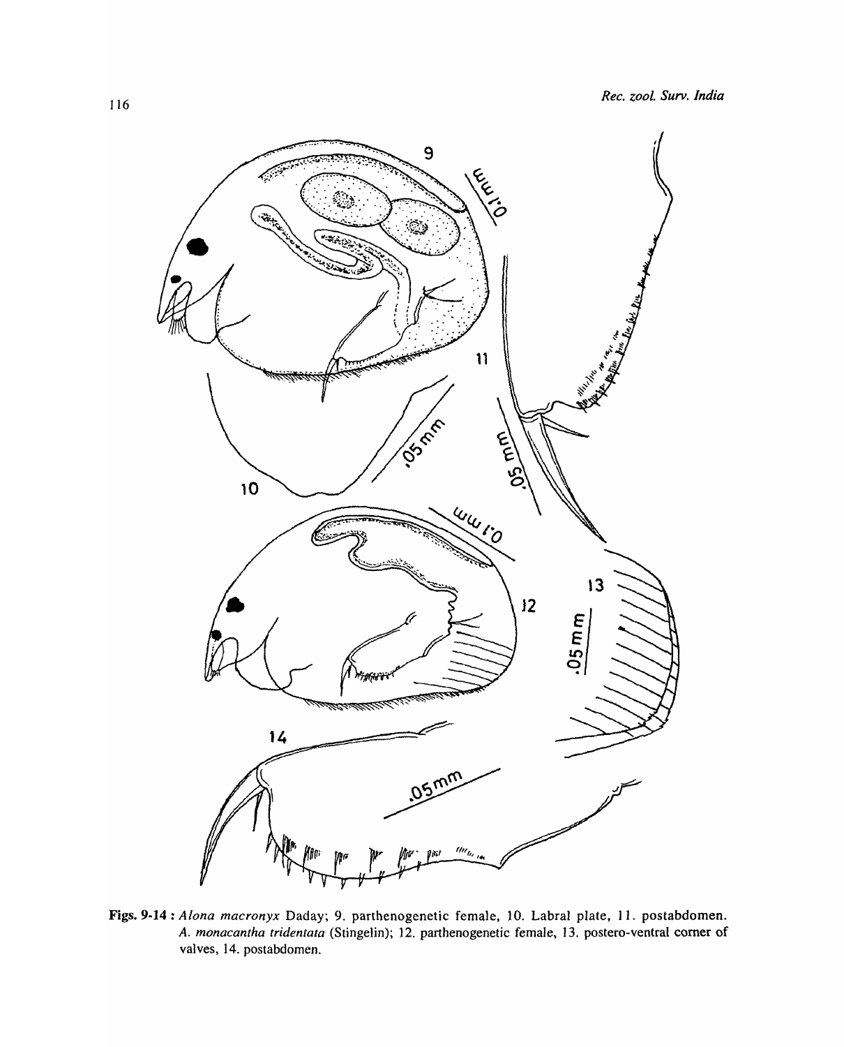**Figs. 9-14 :** *Alona macronyx* Daday; 9. parthenogenetic female, 10. Labral plate, 11. postabdomen. *A. monacantha tridentata* (Stingelin); 12. parthenogenetic female, 13. postero-ventral corner of valves, 14. postabdomen.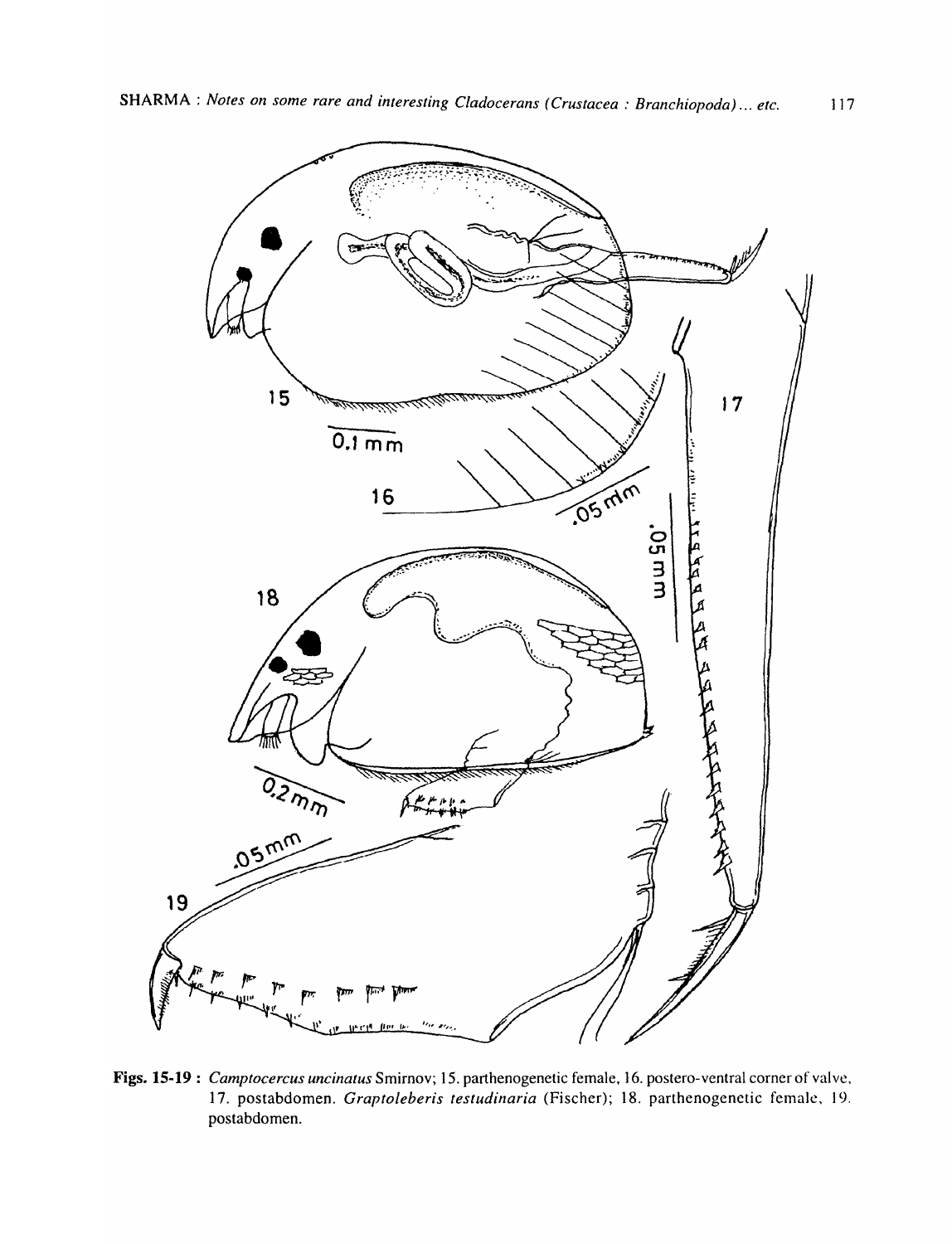**Figs. 15-19 :** *Camptocercus uncinatus* Smirnov; 15. parthenogenetic female, 16. postero-ventral corner of valve, 17. postabdomen. *Graptoleberis testudinaria* (Fischer); 18. parthenogenetic female, 19. postabdomen.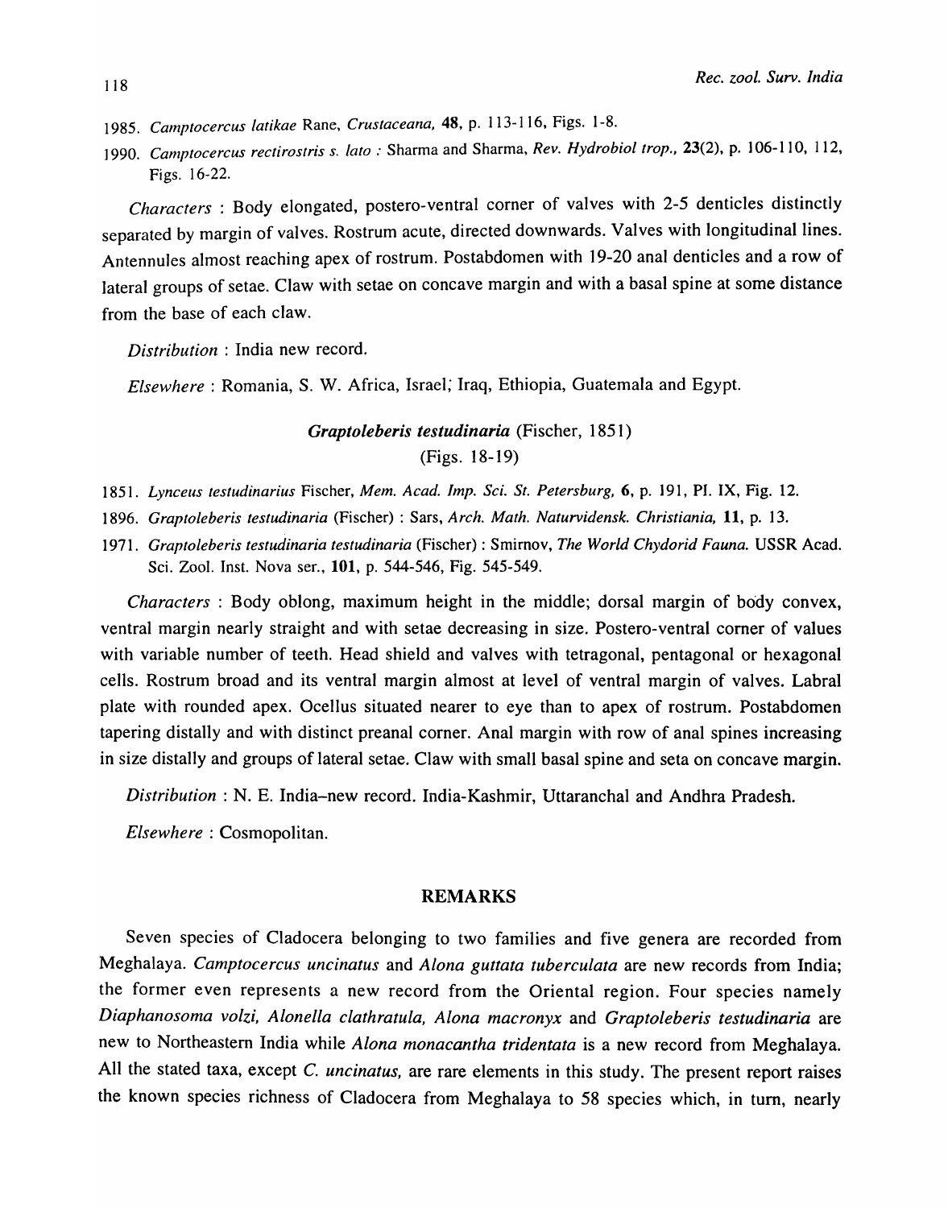1985. *Camptocercus latikae* Rane, *Crustaceana,* **48**, p. 113-116, Figs. 1-8.

1990. *Camptocercus rectirostris s. lato* : Sharma and Sharma, *Rev. Hydrobiol trop.,* **23**(2), p. 106-110, 112, Figs. 16-22.

*Characters* : Body elongated, postero-ventral corner of valves with 2-5 denticles distinctly separated by margin of valves. Rostrum acute, directed downwards. Valves with longitudinal lines. Antennules almost reaching apex of rostrum. Postabdomen with 19-20 anal denticles and a row of lateral groups of setae. Claw with setae on concave margin and with a basal spine at some distance from the base of each claw.

*Distribution* : India new record.

*Elsewhere* : Romania, S. W. Africa, Israel; Iraq, Ethiopia, Guatemala and Egypt.

### *Graptoleberis testudinaria* (Fischer, 1851)

(Figs. 18-19)

1851. *Lynceus testudinarius* Fischer, *Mem. Acad. Imp. Sci. St. Petersburg,* **6**, p. 191, Pl. IX, Fig. 12.

1896. *Graptoleberis testudinaria* (Fischer) : Sars, *Arch. Math. Naturvidensk. Christiania,* **11**, p. 13.

1971. *Graptoleberis testudinaria testudinaria* (Fischer) : Smirnov, *The World Chydorid Fauna.* USSR Acad. Sci. Zool. Inst. Nova ser., **101**, p. 544-546, Fig. 545-549.

*Characters* : Body oblong, maximum height in the middle; dorsal margin of body convex, ventral margin nearly straight and with setae decreasing in size. Postero-ventral corner of values with variable number of teeth. Head shield and valves with tetragonal, pentagonal or hexagonal cells. Rostrum broad and its ventral margin almost at level of ventral margin of valves. Labral plate with rounded apex. Ocellus situated nearer to eye than to apex of rostrum. Postabdomen tapering distally and with distinct preanal corner. Anal margin with row of anal spines increasing in size distally and groups of lateral setae. Claw with small basal spine and seta on concave margin.

*Distribution* : N. E. India–new record. India-Kashmir, Uttaranchal and Andhra Pradesh.

*Elsewhere* : Cosmopolitan.

## REMARKS

Seven species of Cladocera belonging to two families and five genera are recorded from Meghalaya. *Camptocercus uncinatus* and *Alona guttata tuberculata* are new records from India; the former even represents a new record from the Oriental region. Four species namely *Diaphanosoma volzi, Alonella clathratula, Alona macronyx* and *Graptoleberis testudinaria* are new to Northeastern India while *Alona monacantha tridentata* is a new record from Meghalaya. All the stated taxa, except *C. uncinatus,* are rare elements in this study. The present report raises the known species richness of Cladocera from Meghalaya to 58 species which, in turn, nearly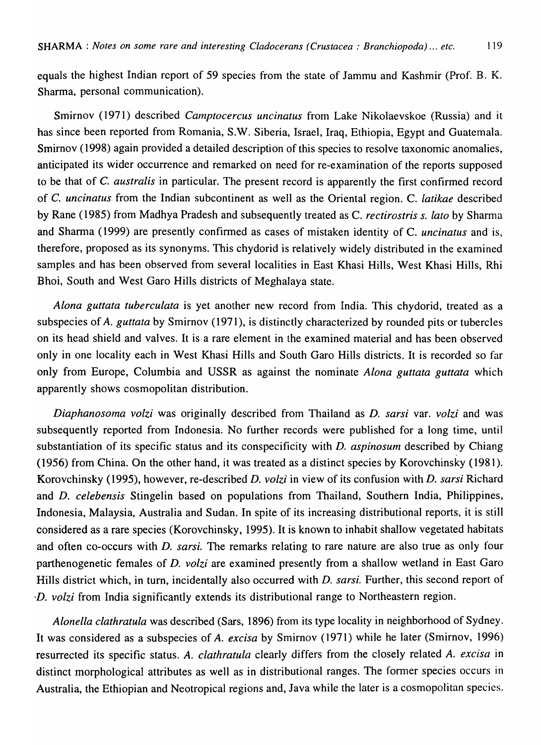equals the highest Indian report of 59 species from the state of Jammu and Kashmir (Prof. B. K. Sharma, personal communication).

Smirnov (1971) described *Camptocercus uncinatus* from Lake Nikolaevskoe (Russia) and it has since been reported from Romania, S.W. Siberia, Israel, Iraq, Ethiopia, Egypt and Guatemala. Smirnov (1998) again provided a detailed description of this species to resolve taxonomic anomalies, anticipated its wider occurrence and remarked on need for re-examination of the reports supposed to be that of *C. australis* in particular. The present record is apparently the first confirmed record of *C. uncinatus* from the Indian subcontinent as well as the Oriental region. C. *latikae* described by Rane (1985) from Madhya Pradesh and subsequently treated as C. *rectirostris s. lato* by Sharma and Sharma (1999) are presently confirmed as cases of mistaken identity of C. *uncinatus* and is, therefore, proposed as its synonyms. This chydorid is relatively widely distributed in the examined samples and has been observed from several localities in East Khasi Hills, West Khasi Hills, Rhi Bhoi, South and West Garo Hills districts of Meghalaya state.

*Alona guttata tuberculata* is yet another new record from India. This chydorid, treated as a subspecies of *A. guttata* by Smirnov (1971), is distinctly characterized by rounded pits or tubercles on its head shield and valves. It is a rare element in the examined material and has been observed only in one locality each in West Khasi Hills and South Garo Hills districts. It is recorded so far only from Europe, Columbia and USSR as against the nominate *Alona guttata guttata* which apparently shows cosmopolitan distribution.

*Diaphanosoma volzi* was originally described from Thailand as *D. sarsi* var. *volzi* and was subsequently reported from Indonesia. No further records were published for a long time, until substantiation of its specific status and its conspecificity with *D. aspinosum* described by Chiang (1956) from China. On the other hand, it was treated as a distinct species by Korovchinsky (1981). Korovchinsky (1995), however, re-described *D. volzi* in view of its confusion with *D. sarsi* Richard and *D. celebensis* Stingelin based on populations from Thailand, Southern India, Philippines, Indonesia, Malaysia, Australia and Sudan. In spite of its increasing distributional reports, it is still considered as a rare species (Korovchinsky, 1995). It is known to inhabit shallow vegetated habitats and often co-occurs with *D. sarsi.* The remarks relating to rare nature are also true as only four parthenogenetic females of *D. volzi* are examined presently from a shallow wetland in East Garo Hills district which, in turn, incidentally also occurred with *D. sarsi.* Further, this second report of *D. volzi* from India significantly extends its distributional range to Northeastern region.

*Alonella clathratula* was described (Sars, 1896) from its type locality in neighborhood of Sydney. It was considered as a subspecies of *A. excisa* by Smirnov (1971) while he later (Smirnov, 1996) resurrected its specific status. *A. clathratula* clearly differs from the closely related *A. excisa* in distinct morphological attributes as well as in distributional ranges. The former species occurs in Australia, the Ethiopian and Neotropical regions and, Java while the later is a cosmopolitan species.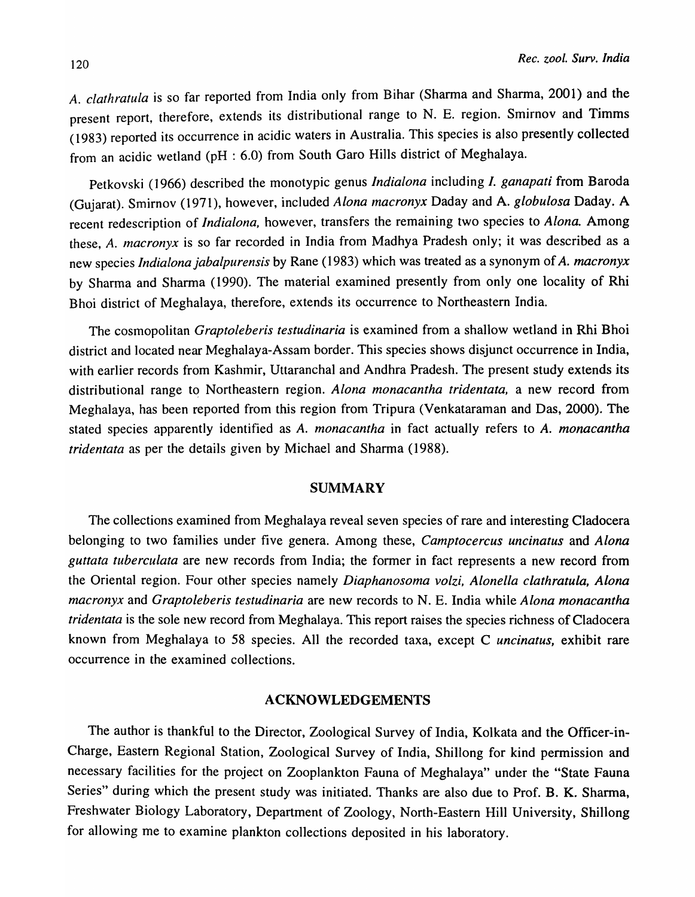*A. clathratula* is so far reported from India only from Bihar (Sharma and Sharma, 2001) and the present report, therefore, extends its distributional range to N. E. region. Smirnov and Timms (1983) reported its occurrence in acidic waters in Australia. This species is also presently collected from an acidic wetland (pH : 6.0) from South Garo Hills district of Meghalaya.

Petkovski (1966) described the monotypic genus *Indialona* including *I. ganapati* from Baroda (Gujarat). Smirnov (1971), however, included *Alona macronyx* Daday and A. *globulosa* Daday. A recent redescription of *Indialona,* however, transfers the remaining two species to *Alona.* Among these, *A. macronyx* is so far recorded in India from Madhya Pradesh only; it was described as a new species *Indialona jabalpurensis* by Rane (1983) which was treated as a synonym of *A. macronyx* by Sharma and Sharma (1990). The material examined presently from only one locality of Rhi Bhoi district of Meghalaya, therefore, extends its occurrence to Northeastern India.

The cosmopolitan *Graptoleberis testudinaria* is examined from a shallow wetland in Rhi Bhoi district and located near Meghalaya-Assam border. This species shows disjunct occurrence in India, with earlier records from Kashmir, Uttaranchal and Andhra Pradesh. The present study extends its distributional range to Northeastern region. *Alona monacantha tridentata,* a new record from Meghalaya, has been reported from this region from Tripura (Venkataraman and Das, 2000). The stated species apparently identified as *A. monacantha* in fact actually refers to *A. monacantha tridentata* as per the details given by Michael and Sharma (1988).

## SUMMARY

The collections examined from Meghalaya reveal seven species of rare and interesting Cladocera belonging to two families under five genera. Among these, *Camptocercus uncinatus* and *Alona guttata tuberculata* are new records from India; the former in fact represents a new record from the Oriental region. Four other species namely *Diaphanosoma volzi, Alonella clathratula, Alona macronyx* and *Graptoleberis testudinaria* are new records to N. E. India while *Alona monacantha tridentata* is the sole new record from Meghalaya. This report raises the species richness of Cladocera known from Meghalaya to 58 species. All the recorded taxa, except C *uncinatus,* exhibit rare occurrence in the examined collections.

## ACKNOWLEDGEMENTS

The author is thankful to the Director, Zoological Survey of India, Kolkata and the Officer-in-Charge, Eastern Regional Station, Zoological Survey of India, Shillong for kind permission and necessary facilities for the project on Zooplankton Fauna of Meghalaya" under the "State Fauna Series" during which the present study was initiated. Thanks are also due to Prof. B. K. Sharma, Freshwater Biology Laboratory, Department of Zoology, North-Eastern Hill University, Shillong for allowing me to examine plankton collections deposited in his laboratory.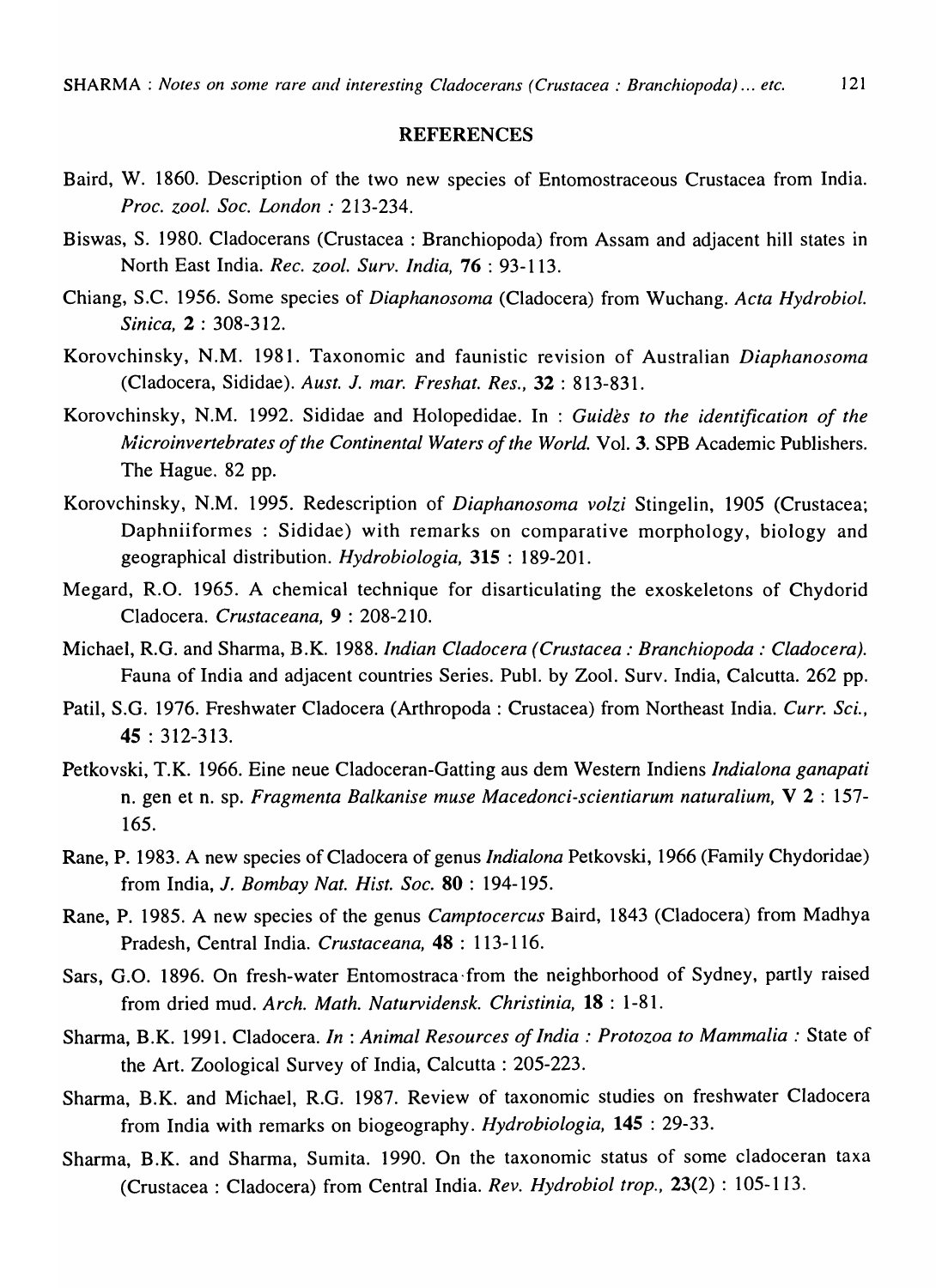## REFERENCES

Baird, W. 1860. Description of the two new species of Entomostraceous Crustacea from India. *Proc. zool. Soc. London* : 213-234.

Biswas, S. 1980. Cladocerans (Crustacea : Branchiopoda) from Assam and adjacent hill states in North East India. *Rec. zool. Surv. India,* **76** : 93-113.

Chiang, S.C. 1956. Some species of *Diaphanosoma* (Cladocera) from Wuchang. *Acta Hydrobiol. Sinica,* **2** : 308-312.

Korovchinsky, N.M. 1981. Taxonomic and faunistic revision of Australian *Diaphanosoma* (Cladocera, Sididae). *Aust. J. mar. Freshat. Res.,* **32** : 813-831.

Korovchinsky, N.M. 1992. Sididae and Holopedidae. In : *Guidès to the identification of the Microinvertebrates of the Continental Waters of the World.* Vol. **3**. SPB Academic Publishers. The Hague. 82 pp.

Korovchinsky, N.M. 1995. Redescription of *Diaphanosoma volzi* Stingelin, 1905 (Crustacea; Daphniiformes : Sididae) with remarks on comparative morphology, biology and geographical distribution. *Hydrobiologia,* **315** : 189-201.

Megard, R.O. 1965. A chemical technique for disarticulating the exoskeletons of Chydorid Cladocera. *Crustaceana,* **9** : 208-210.

Michael, R.G. and Sharma, B.K. 1988. *Indian Cladocera (Crustacea : Branchiopoda : Cladocera).* Fauna of India and adjacent countries Series. Publ. by Zool. Surv. India, Calcutta. 262 pp.

Patil, S.G. 1976. Freshwater Cladocera (Arthropoda : Crustacea) from Northeast India. *Curr. Sci.,* **45** : 312-313.

Petkovski, T.K. 1966. Eine neue Cladoceran-Gatting aus dem Western Indiens *Indialona ganapati* n. gen et n. sp. *Fragmenta Balkanise muse Macedonci-scientiarum naturalium,* **V 2** : 157-165.

Rane, P. 1983. A new species of Cladocera of genus *Indialona* Petkovski, 1966 (Family Chydoridae) from India, *J. Bombay Nat. Hist. Soc.* **80** : 194-195.

Rane, P. 1985. A new species of the genus *Camptocercus* Baird, 1843 (Cladocera) from Madhya Pradesh, Central India. *Crustaceana,* **48** : 113-116.

Sars, G.O. 1896. On fresh-water Entomostraca from the neighborhood of Sydney, partly raised from dried mud. *Arch. Math. Naturvidensk. Christinia,* **18** : 1-81.

Sharma, B.K. 1991. Cladocera. *In* : *Animal Resources of India : Protozoa to Mammalia :* State of the Art. Zoological Survey of India, Calcutta : 205-223.

Sharma, B.K. and Michael, R.G. 1987. Review of taxonomic studies on freshwater Cladocera from India with remarks on biogeography. *Hydrobiologia,* **145** : 29-33.

Sharma, B.K. and Sharma, Sumita. 1990. On the taxonomic status of some cladoceran taxa (Crustacea : Cladocera) from Central India. *Rev. Hydrobiol trop.,* **23**(2) : 105-113.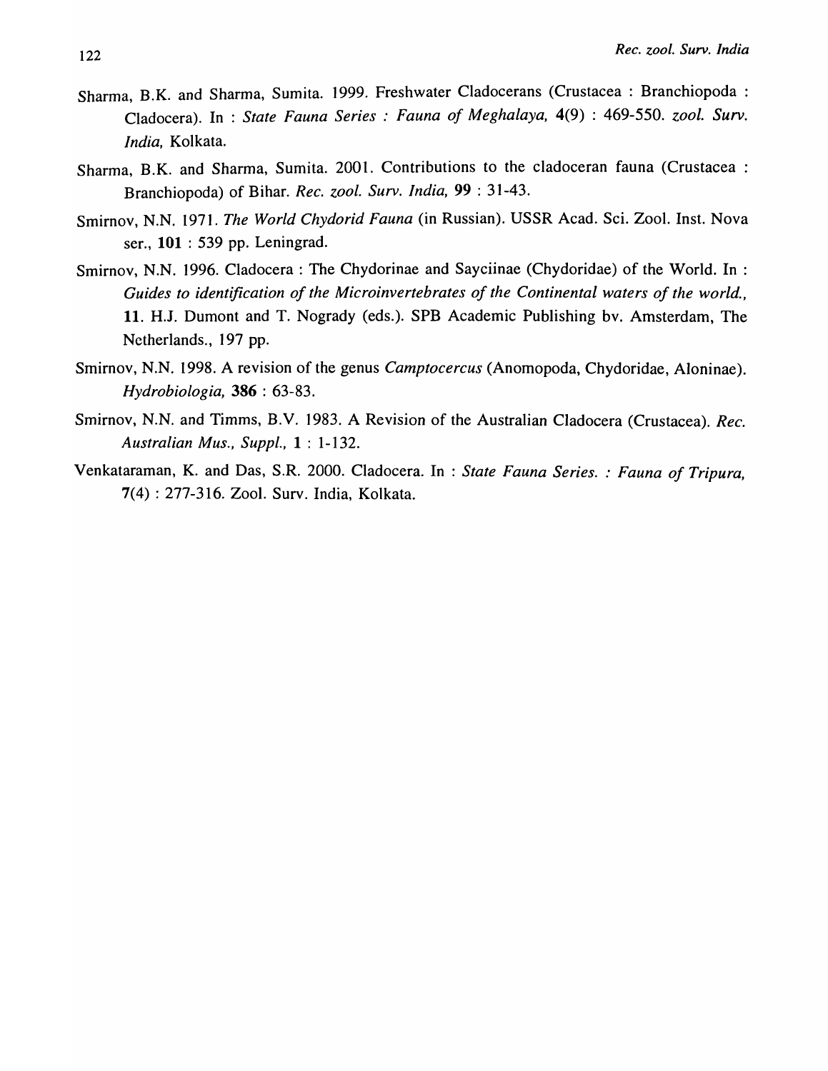Sharma, B.K. and Sharma, Sumita. 1999. Freshwater Cladocerans (Crustacea : Branchiopoda : Cladocera). In : *State Fauna Series : Fauna of Meghalaya,* **4**(9) : 469-550. *zool. Surv. India,* Kolkata.

Sharma, B.K. and Sharma, Sumita. 2001. Contributions to the cladoceran fauna (Crustacea : Branchiopoda) of Bihar. *Rec. zool. Surv. India,* **99** : 31-43.

Smirnov, N.N. 1971. *The World Chydorid Fauna* (in Russian). USSR Acad. Sci. Zool. Inst. Nova ser., **101** : 539 pp. Leningrad.

Smirnov, N.N. 1996. Cladocera : The Chydorinae and Sayciinae (Chydoridae) of the World. In : *Guides to identification of the Microinvertebrates of the Continental waters of the world.,* **11**. H.J. Dumont and T. Nogrady (eds.). SPB Academic Publishing bv. Amsterdam, The Netherlands., 197 pp.

Smirnov, N.N. 1998. A revision of the genus *Camptocercus* (Anomopoda, Chydoridae, Aloninae). *Hydrobiologia,* **386** : 63-83.

Smirnov, N.N. and Timms, B.V. 1983. A Revision of the Australian Cladocera (Crustacea). *Rec. Australian Mus., Suppl.,* **1** : 1-132.

Venkataraman, K. and Das, S.R. 2000. Cladocera. In : *State Fauna Series. : Fauna of Tripura,* **7**(4) : 277-316. Zool. Surv. India, Kolkata.